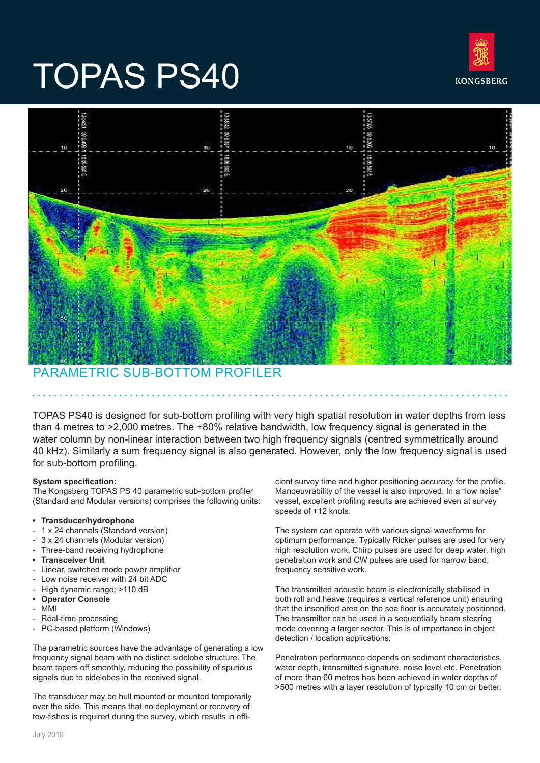# TOPAS PS40

KONGSBERG

## PARAMETRIC SUB-BOTTOM PROFILER

TOPAS PS40 is designed for sub-bottom profiling with very high spatial resolution in water depths from less than 4 metres to >2,000 metres. The +80% relative bandwidth, low frequency signal is generated in the water column by non-linear interaction between two high frequency signals (centred symmetrically around 40 kHz). Similarly a sum frequency signal is also generated. However, only the low frequency signal is used for sub-bottom profiling.

**System specification:**
The Kongsberg TOPAS PS 40 parametric sub-bottom profiler (Standard and Modular versions) comprises the following units:

- **Transducer/hydrophone**
  - 1 x 24 channels (Standard version)
  - 3 x 24 channels (Modular version)
  - Three-band receiving hydrophone
- **Transceiver Unit**
  - Linear, switched mode power amplifier
  - Low noise receiver with 24 bit ADC
  - High dynamic range; >110 dB
- **Operator Console**
  - MMI
  - Real-time processing
  - PC-based platform (Windows)

The parametric sources have the advantage of generating a low frequency signal beam with no distinct sidelobe structure. The beam tapers off smoothly, reducing the possibility of spurious signals due to sidelobes in the received signal.

The transducer may be hull mounted or mounted temporarily over the side. This means that no deployment or recovery of tow-fishes is required during the survey, which results in efficient survey time and higher positioning accuracy for the profile. Manoeuvrability of the vessel is also improved. In a "low noise" vessel, excellent profiling results are achieved even at survey speeds of +12 knots.

The system can operate with various signal waveforms for optimum performance. Typically Ricker pulses are used for very high resolution work, Chirp pulses are used for deep water, high penetration work and CW pulses are used for narrow band, frequency sensitive work.

The transmitted acoustic beam is electronically stabilised in both roll and heave (requires a vertical reference unit) ensuring that the insonified area on the sea floor is accurately positioned. The transmitter can be used in a sequentially beam steering mode covering a larger sector. This is of importance in object detection / location applications.

Penetration performance depends on sediment characteristics, water depth, transmitted signature, noise level etc. Penetration of more than 60 metres has been achieved in water depths of >500 metres with a layer resolution of typically 10 cm or better.

July 2019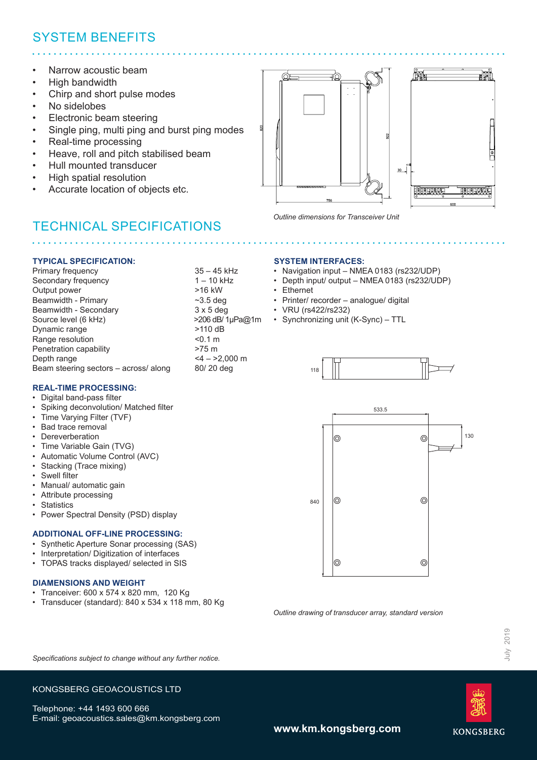## SYSTEM BENEFITS

- Narrow acoustic beam
- High bandwidth
- Chirp and short pulse modes
- No sidelobes
- Electronic beam steering
- Single ping, multi ping and burst ping modes
- Real-time processing
- Heave, roll and pitch stabilised beam
- Hull mounted transducer
- High spatial resolution
- Accurate location of objects etc.

820
922
30
756
600

*Outline dimensions for Transceiver Unit*

## TECHNICAL SPECIFICATIONS

### TYPICAL SPECIFICATION:

| | |
|---|---|
| Primary frequency | 35 – 45 kHz |
| Secondary frequency | 1 – 10 kHz |
| Output power | >16 kW |
| Beamwidth - Primary | ~3.5 deg |
| Beamwidth - Secondary | 3 x 5 deg |
| Source level (6 kHz) | >206 dB/ 1µPa@1m |
| Dynamic range | >110 dB |
| Range resolution | <0.1 m |
| Penetration capability | >75 m |
| Depth range | <4 – >2,000 m |
| Beam steering sectors – across/ along | 80/ 20 deg |

### REAL-TIME PROCESSING:

- Digital band-pass filter
- Spiking deconvolution/ Matched filter
- Time Varying Filter (TVF)
- Bad trace removal
- Dereverberation
- Time Variable Gain (TVG)
- Automatic Volume Control (AVC)
- Stacking (Trace mixing)
- Swell filter
- Manual/ automatic gain
- Attribute processing
- Statistics
- Power Spectral Density (PSD) display

### ADDITIONAL OFF-LINE PROCESSING:

- Synthetic Aperture Sonar processing (SAS)
- Interpretation/ Digitization of interfaces
- TOPAS tracks displayed/ selected in SIS

### DIAMENSIONS AND WEIGHT

- Tranceiver: 600 x 574 x 820 mm, 120 Kg
- Transducer (standard): 840 x 534 x 118 mm, 80 Kg

### SYSTEM INTERFACES:

- Navigation input – NMEA 0183 (rs232/UDP)
- Depth input/ output – NMEA 0183 (rs232/UDP)
- Ethernet
- Printer/ recorder – analogue/ digital
- VRU (rs422/rs232)
- Synchronizing unit (K-Sync) – TTL

118
533.5
130
840

*Outline drawing of transducer array, standard version*

*Specifications subject to change without any further notice.*

July 2019

KONGSBERG GEOACOUSTICS LTD

Telephone: +44 1493 600 666
E-mail: geoacoustics.sales@km.kongsberg.com

**www.km.kongsberg.com**

KONGSBERG